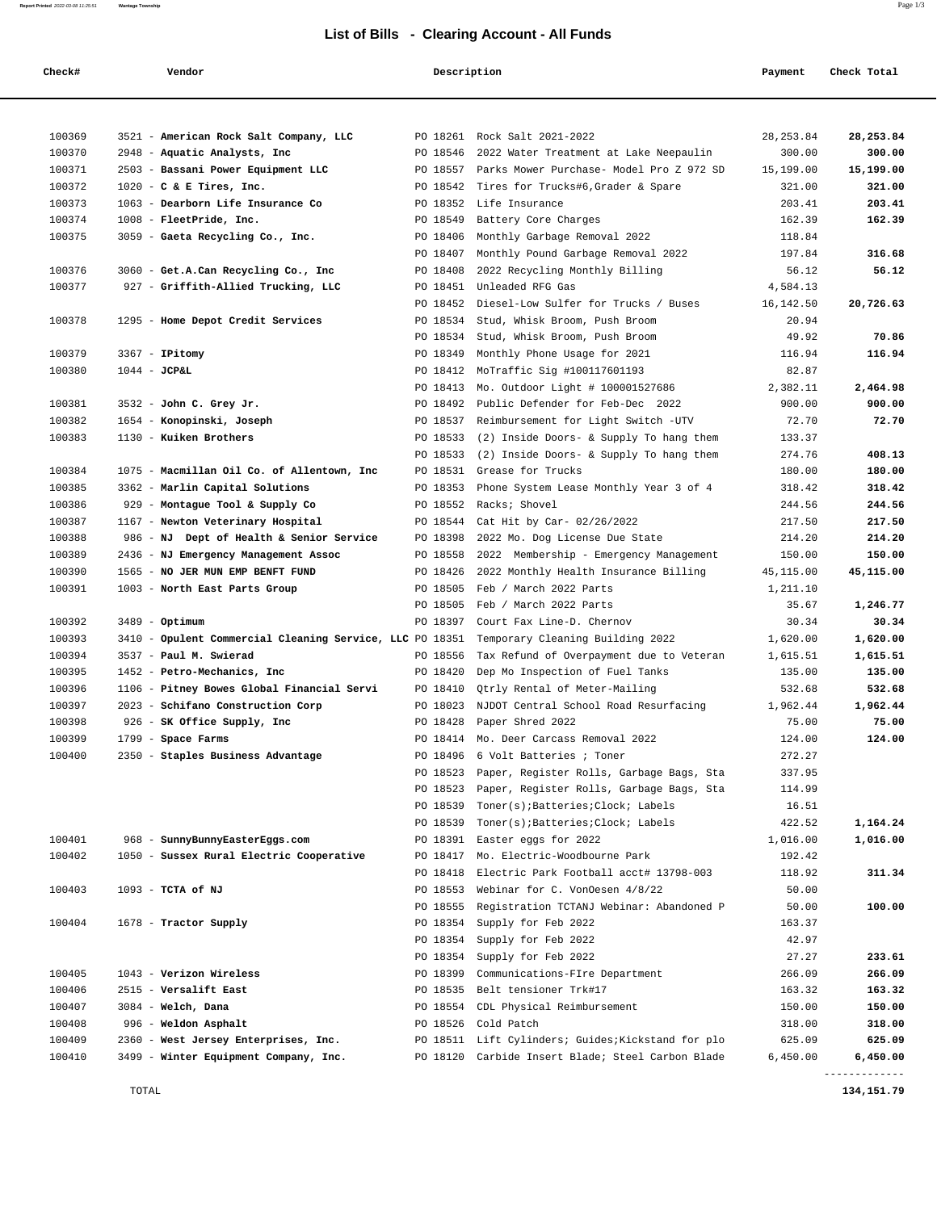# List of Bills - Clearing Account - All Funds

| Check# | Vendor | Description | | Payment | Check Total |
|---|---|---|---|---|---|
| 100369 | 3521 - **American Rock Salt Company, LLC** | PO 18261 | Rock Salt 2021-2022 | 28,253.84 | **28,253.84** |
| 100370 | 2948 - **Aquatic Analysts, Inc** | PO 18546 | 2022 Water Treatment at Lake Neepaulin | 300.00 | **300.00** |
| 100371 | 2503 - **Bassani Power Equipment LLC** | PO 18557 | Parks Mower Purchase- Model Pro Z 972 SD | 15,199.00 | **15,199.00** |
| 100372 | 1020 - **C & E Tires, Inc.** | PO 18542 | Tires for Trucks#6,Grader & Spare | 321.00 | **321.00** |
| 100373 | 1063 - **Dearborn Life Insurance Co** | PO 18352 | Life Insurance | 203.41 | **203.41** |
| 100374 | 1008 - **FleetPride, Inc.** | PO 18549 | Battery Core Charges | 162.39 | **162.39** |
| 100375 | 3059 - **Gaeta Recycling Co., Inc.** | PO 18406 | Monthly Garbage Removal 2022 | 118.84 | |
| | | PO 18407 | Monthly Pound Garbage Removal 2022 | 197.84 | **316.68** |
| 100376 | 3060 - **Get.A.Can Recycling Co., Inc** | PO 18408 | 2022 Recycling Monthly Billing | 56.12 | **56.12** |
| 100377 | 927 - **Griffith-Allied Trucking, LLC** | PO 18451 | Unleaded RFG Gas | 4,584.13 | |
| | | PO 18452 | Diesel-Low Sulfer for Trucks / Buses | 16,142.50 | **20,726.63** |
| 100378 | 1295 - **Home Depot Credit Services** | PO 18534 | Stud, Whisk Broom, Push Broom | 20.94 | |
| | | PO 18534 | Stud, Whisk Broom, Push Broom | 49.92 | **70.86** |
| 100379 | 3367 - **IPitomy** | PO 18349 | Monthly Phone Usage for 2021 | 116.94 | **116.94** |
| 100380 | 1044 - **JCP&L** | PO 18412 | MoTraffic Sig #100117601193 | 82.87 | |
| | | PO 18413 | Mo. Outdoor Light # 100001527686 | 2,382.11 | **2,464.98** |
| 100381 | 3532 - **John C. Grey Jr.** | PO 18492 | Public Defender for Feb-Dec 2022 | 900.00 | **900.00** |
| 100382 | 1654 - **Konopinski, Joseph** | PO 18537 | Reimbursement for Light Switch -UTV | 72.70 | **72.70** |
| 100383 | 1130 - **Kuiken Brothers** | PO 18533 | (2) Inside Doors- & Supply To hang them | 133.37 | |
| | | PO 18533 | (2) Inside Doors- & Supply To hang them | 274.76 | **408.13** |
| 100384 | 1075 - **Macmillan Oil Co. of Allentown, Inc** | PO 18531 | Grease for Trucks | 180.00 | **180.00** |
| 100385 | 3362 - **Marlin Capital Solutions** | PO 18353 | Phone System Lease Monthly Year 3 of 4 | 318.42 | **318.42** |
| 100386 | 929 - **Montague Tool & Supply Co** | PO 18552 | Racks; Shovel | 244.56 | **244.56** |
| 100387 | 1167 - **Newton Veterinary Hospital** | PO 18544 | Cat Hit by Car- 02/26/2022 | 217.50 | **217.50** |
| 100388 | 986 - **NJ Dept of Health & Senior Service** | PO 18398 | 2022 Mo. Dog License Due State | 214.20 | **214.20** |
| 100389 | 2436 - **NJ Emergency Management Assoc** | PO 18558 | 2022 Membership - Emergency Management | 150.00 | **150.00** |
| 100390 | 1565 - **NO JER MUN EMP BENFT FUND** | PO 18426 | 2022 Monthly Health Insurance Billing | 45,115.00 | **45,115.00** |
| 100391 | 1003 - **North East Parts Group** | PO 18505 | Feb / March 2022 Parts | 1,211.10 | |
| | | PO 18505 | Feb / March 2022 Parts | 35.67 | **1,246.77** |
| 100392 | 3489 - **Optimum** | PO 18397 | Court Fax Line-D. Chernov | 30.34 | **30.34** |
| 100393 | 3410 - **Opulent Commercial Cleaning Service, LLC** | PO 18351 | Temporary Cleaning Building 2022 | 1,620.00 | **1,620.00** |
| 100394 | 3537 - **Paul M. Swierad** | PO 18556 | Tax Refund of Overpayment due to Veteran | 1,615.51 | **1,615.51** |
| 100395 | 1452 - **Petro-Mechanics, Inc** | PO 18420 | Dep Mo Inspection of Fuel Tanks | 135.00 | **135.00** |
| 100396 | 1106 - **Pitney Bowes Global Financial Servi** | PO 18410 | Qtrly Rental of Meter-Mailing | 532.68 | **532.68** |
| 100397 | 2023 - **Schifano Construction Corp** | PO 18023 | NJDOT Central School Road Resurfacing | 1,962.44 | **1,962.44** |
| 100398 | 926 - **SK Office Supply, Inc** | PO 18428 | Paper Shred 2022 | 75.00 | **75.00** |
| 100399 | 1799 - **Space Farms** | PO 18414 | Mo. Deer Carcass Removal 2022 | 124.00 | **124.00** |
| 100400 | 2350 - **Staples Business Advantage** | PO 18496 | 6 Volt Batteries ; Toner | 272.27 | |
| | | PO 18523 | Paper, Register Rolls, Garbage Bags, Sta | 337.95 | |
| | | PO 18523 | Paper, Register Rolls, Garbage Bags, Sta | 114.99 | |
| | | PO 18539 | Toner(s);Batteries;Clock; Labels | 16.51 | |
| | | PO 18539 | Toner(s);Batteries;Clock; Labels | 422.52 | **1,164.24** |
| 100401 | 968 - **SunnyBunnyEasterEggs.com** | PO 18391 | Easter eggs for 2022 | 1,016.00 | **1,016.00** |
| 100402 | 1050 - **Sussex Rural Electric Cooperative** | PO 18417 | Mo. Electric-Woodbourne Park | 192.42 | |
| | | PO 18418 | Electric Park Football acct# 13798-003 | 118.92 | **311.34** |
| 100403 | 1093 - **TCTA of NJ** | PO 18553 | Webinar for C. VonOesen 4/8/22 | 50.00 | |
| | | PO 18555 | Registration TCTANJ Webinar: Abandoned P | 50.00 | **100.00** |
| 100404 | 1678 - **Tractor Supply** | PO 18354 | Supply for Feb 2022 | 163.37 | |
| | | PO 18354 | Supply for Feb 2022 | 42.97 | |
| | | PO 18354 | Supply for Feb 2022 | 27.27 | **233.61** |
| 100405 | 1043 - **Verizon Wireless** | PO 18399 | Communications-FIre Department | 266.09 | **266.09** |
| 100406 | 2515 - **Versalift East** | PO 18535 | Belt tensioner Trk#17 | 163.32 | **163.32** |
| 100407 | 3084 - **Welch, Dana** | PO 18554 | CDL Physical Reimbursement | 150.00 | **150.00** |
| 100408 | 996 - **Weldon Asphalt** | PO 18526 | Cold Patch | 318.00 | **318.00** |
| 100409 | 2360 - **West Jersey Enterprises, Inc.** | PO 18511 | Lift Cylinders; Guides;Kickstand for plo | 625.09 | **625.09** |
| 100410 | 3499 - **Winter Equipment Company, Inc.** | PO 18120 | Carbide Insert Blade; Steel Carbon Blade | 6,450.00 | **6,450.00** |
| | TOTAL | | | | **134,151.79** |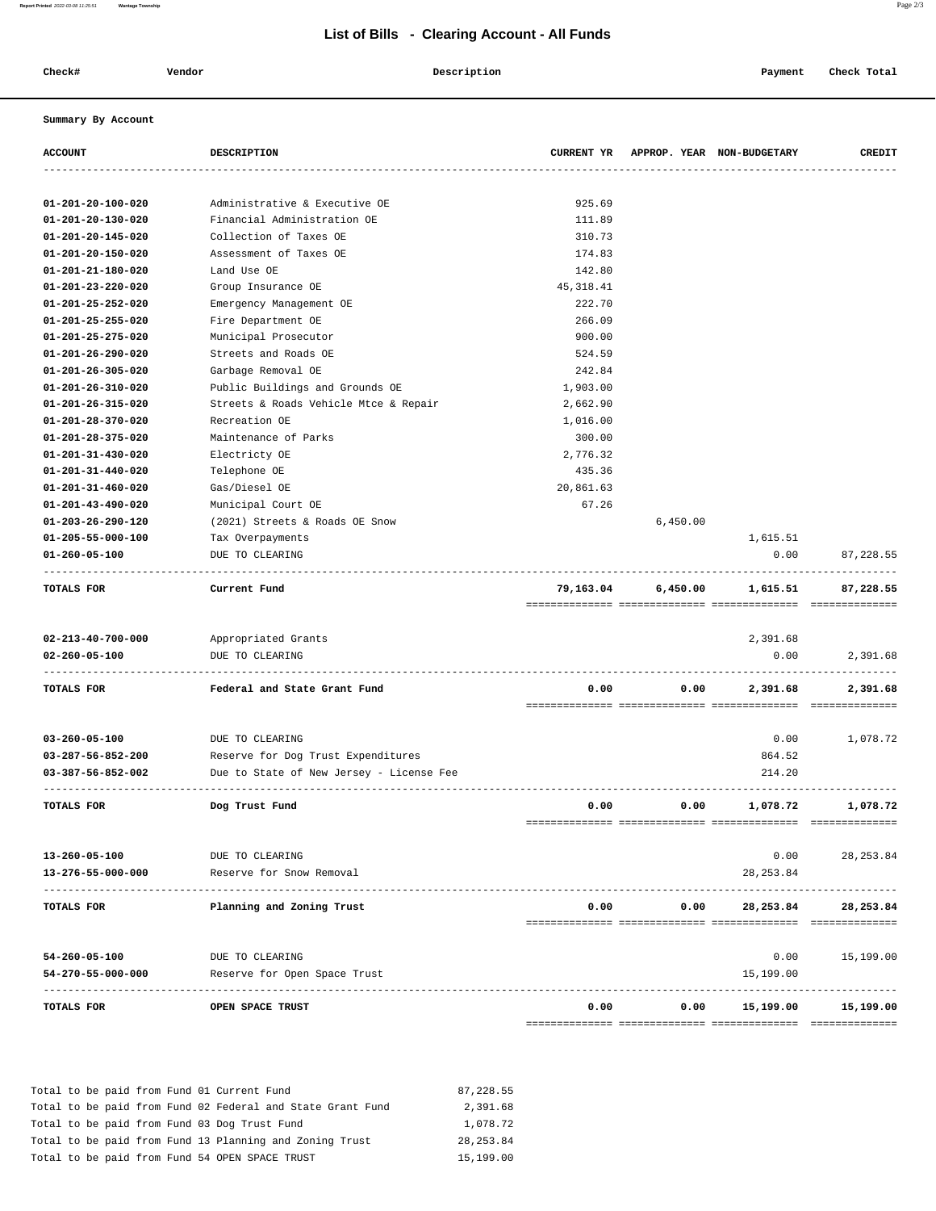## List of Bills - Clearing Account - All Funds

| Check# | Vendor | Description | Payment | Check Total |
|---|---|---|---|---|

**Summary By Account**

| ACCOUNT | DESCRIPTION | CURRENT YR | APPROP. YEAR | NON-BUDGETARY | CREDIT |
|---|---|---|---|---|---|
| 01-201-20-100-020 | Administrative & Executive OE | 925.69 | | | |
| 01-201-20-130-020 | Financial Administration OE | 111.89 | | | |
| 01-201-20-145-020 | Collection of Taxes OE | 310.73 | | | |
| 01-201-20-150-020 | Assessment of Taxes OE | 174.83 | | | |
| 01-201-21-180-020 | Land Use OE | 142.80 | | | |
| 01-201-23-220-020 | Group Insurance OE | 45,318.41 | | | |
| 01-201-25-252-020 | Emergency Management OE | 222.70 | | | |
| 01-201-25-255-020 | Fire Department OE | 266.09 | | | |
| 01-201-25-275-020 | Municipal Prosecutor | 900.00 | | | |
| 01-201-26-290-020 | Streets and Roads OE | 524.59 | | | |
| 01-201-26-305-020 | Garbage Removal OE | 242.84 | | | |
| 01-201-26-310-020 | Public Buildings and Grounds OE | 1,903.00 | | | |
| 01-201-26-315-020 | Streets & Roads Vehicle Mtce & Repair | 2,662.90 | | | |
| 01-201-28-370-020 | Recreation OE | 1,016.00 | | | |
| 01-201-28-375-020 | Maintenance of Parks | 300.00 | | | |
| 01-201-31-430-020 | Electricty OE | 2,776.32 | | | |
| 01-201-31-440-020 | Telephone OE | 435.36 | | | |
| 01-201-31-460-020 | Gas/Diesel OE | 20,861.63 | | | |
| 01-201-43-490-020 | Municipal Court OE | 67.26 | | | |
| 01-203-26-290-120 | (2021) Streets & Roads OE Snow | | 6,450.00 | | |
| 01-205-55-000-100 | Tax Overpayments | | | 1,615.51 | |
| 01-260-05-100 | DUE TO CLEARING | | | 0.00 | 87,228.55 |
| **TOTALS FOR** | **Current Fund** | **79,163.04** | **6,450.00** | **1,615.51** | **87,228.55** |
| 02-213-40-700-000 | Appropriated Grants | | | 2,391.68 | |
| 02-260-05-100 | DUE TO CLEARING | | | 0.00 | 2,391.68 |
| **TOTALS FOR** | **Federal and State Grant Fund** | **0.00** | **0.00** | **2,391.68** | **2,391.68** |
| 03-260-05-100 | DUE TO CLEARING | | | 0.00 | 1,078.72 |
| 03-287-56-852-200 | Reserve for Dog Trust Expenditures | | | 864.52 | |
| 03-387-56-852-002 | Due to State of New Jersey - License Fee | | | 214.20 | |
| **TOTALS FOR** | **Dog Trust Fund** | **0.00** | **0.00** | **1,078.72** | **1,078.72** |
| 13-260-05-100 | DUE TO CLEARING | | | 0.00 | 28,253.84 |
| 13-276-55-000-000 | Reserve for Snow Removal | | | 28,253.84 | |
| **TOTALS FOR** | **Planning and Zoning Trust** | **0.00** | **0.00** | **28,253.84** | **28,253.84** |
| 54-260-05-100 | DUE TO CLEARING | | | 0.00 | 15,199.00 |
| 54-270-55-000-000 | Reserve for Open Space Trust | | | 15,199.00 | |
| **TOTALS FOR** | **OPEN SPACE TRUST** | **0.00** | **0.00** | **15,199.00** | **15,199.00** |

| | |
|---|---|
| Total to be paid from Fund 01 Current Fund | 87,228.55 |
| Total to be paid from Fund 02 Federal and State Grant Fund | 2,391.68 |
| Total to be paid from Fund 03 Dog Trust Fund | 1,078.72 |
| Total to be paid from Fund 13 Planning and Zoning Trust | 28,253.84 |
| Total to be paid from Fund 54 OPEN SPACE TRUST | 15,199.00 |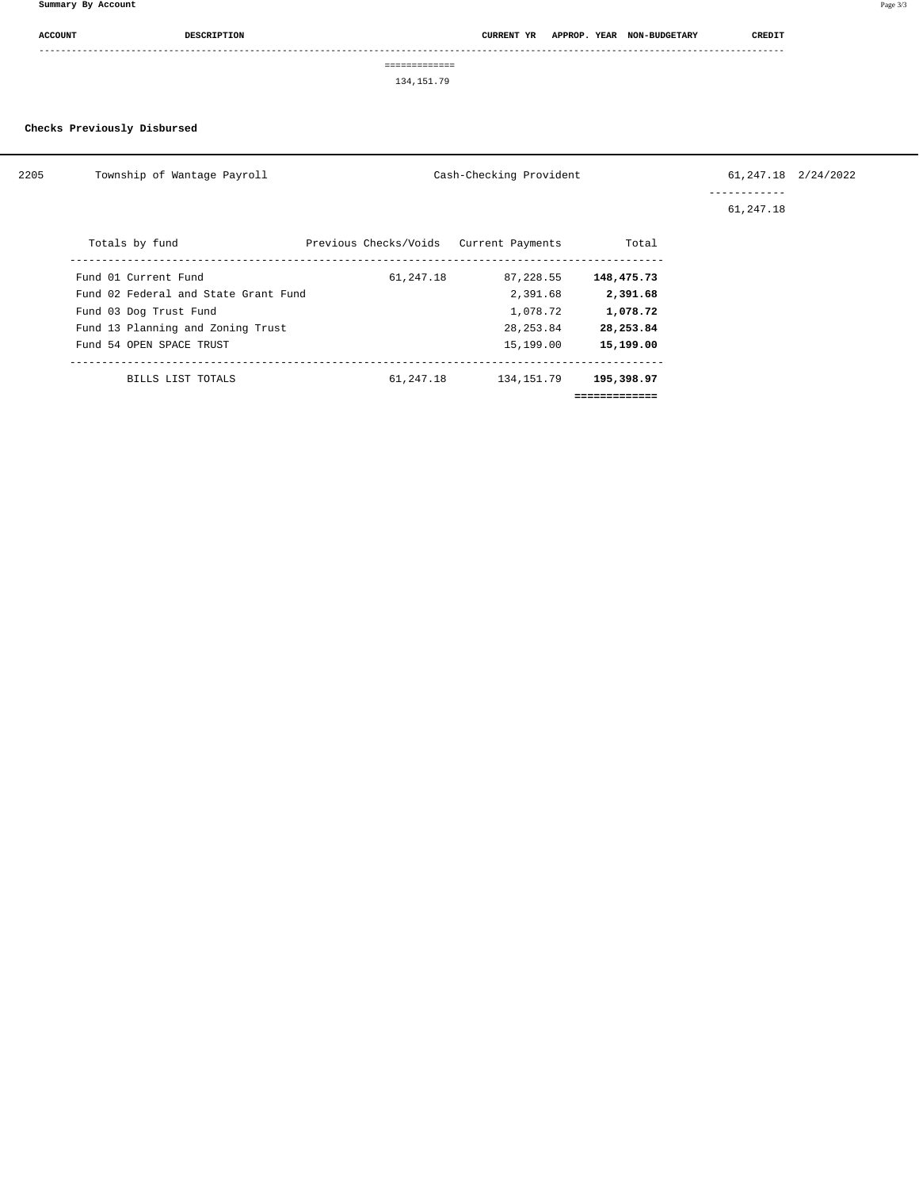**Summary By Account**

| ACCOUNT | DESCRIPTION | CURRENT YR | APPROP. YEAR | NON-BUDGETARY | CREDIT |
|---|---|---|---|---|---|
| | | 134,151.79 | | | |

**Checks Previously Disbursed**

| | | | | |
|---|---|---|---|---|
| 2205 | Township of Wantage Payroll | Cash-Checking Provident | 61,247.18 | 2/24/2022 |
| | | | 61,247.18 | |

| Totals by fund | Previous Checks/Voids | Current Payments | Total |
|---|---|---|---|
| Fund 01 Current Fund | 61,247.18 | 87,228.55 | **148,475.73** |
| Fund 02 Federal and State Grant Fund | | 2,391.68 | **2,391.68** |
| Fund 03 Dog Trust Fund | | 1,078.72 | **1,078.72** |
| Fund 13 Planning and Zoning Trust | | 28,253.84 | **28,253.84** |
| Fund 54 OPEN SPACE TRUST | | 15,199.00 | **15,199.00** |
| BILLS LIST TOTALS | 61,247.18 | 134,151.79 | **195,398.97** |